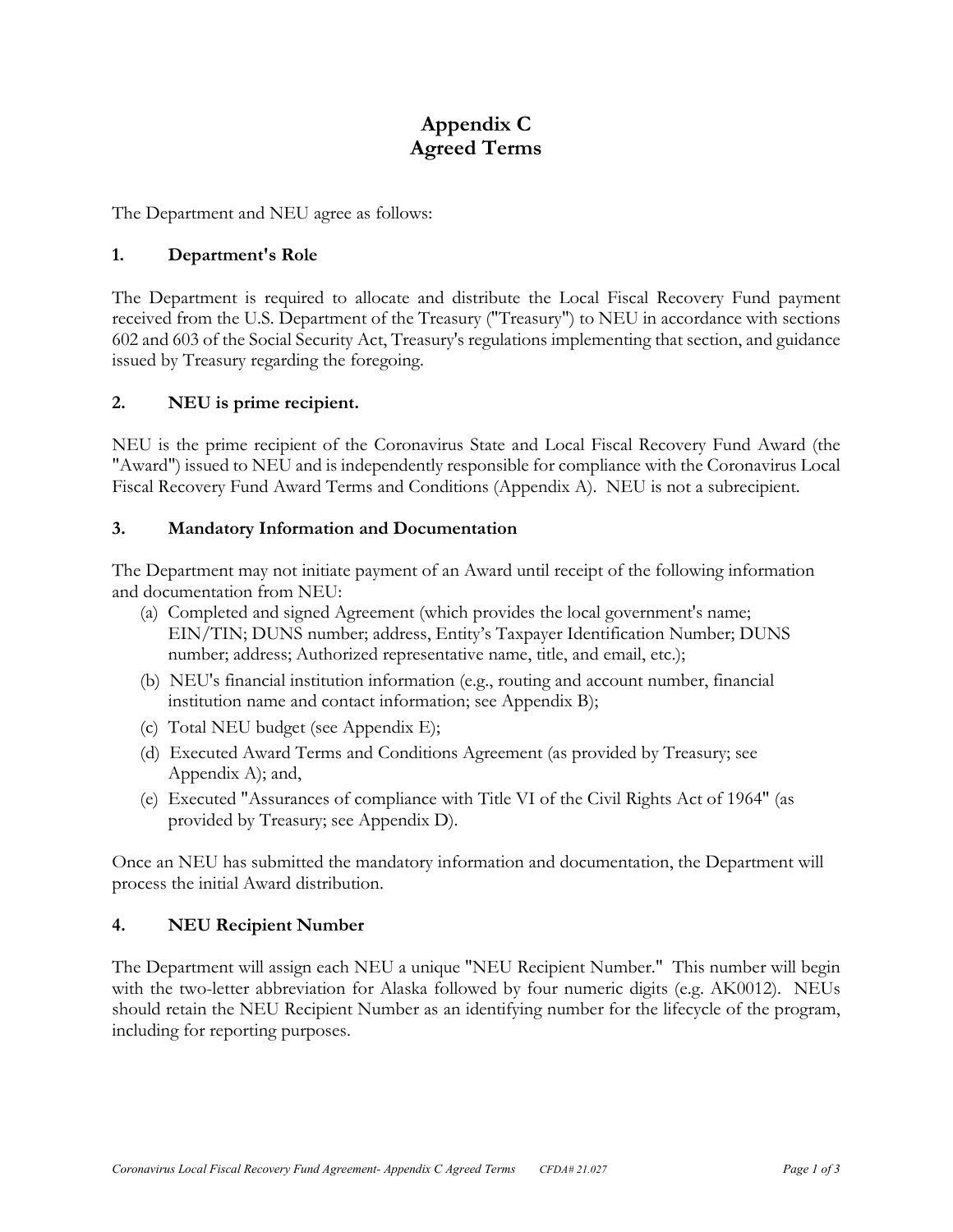# Appendix C
# Agreed Terms

The Department and NEU agree as follows:

## 1. Department's Role

The Department is required to allocate and distribute the Local Fiscal Recovery Fund payment received from the U.S. Department of the Treasury ("Treasury") to NEU in accordance with sections 602 and 603 of the Social Security Act, Treasury's regulations implementing that section, and guidance issued by Treasury regarding the foregoing.

## 2. NEU is prime recipient.

NEU is the prime recipient of the Coronavirus State and Local Fiscal Recovery Fund Award (the "Award") issued to NEU and is independently responsible for compliance with the Coronavirus Local Fiscal Recovery Fund Award Terms and Conditions (Appendix A). NEU is not a subrecipient.

## 3. Mandatory Information and Documentation

The Department may not initiate payment of an Award until receipt of the following information and documentation from NEU:

(a) Completed and signed Agreement (which provides the local government's name; EIN/TIN; DUNS number; address, Entity's Taxpayer Identification Number; DUNS number; address; Authorized representative name, title, and email, etc.);

(b) NEU's financial institution information (e.g., routing and account number, financial institution name and contact information; see Appendix B);

(c) Total NEU budget (see Appendix E);

(d) Executed Award Terms and Conditions Agreement (as provided by Treasury; see Appendix A); and,

(e) Executed "Assurances of compliance with Title VI of the Civil Rights Act of 1964" (as provided by Treasury; see Appendix D).

Once an NEU has submitted the mandatory information and documentation, the Department will process the initial Award distribution.

## 4. NEU Recipient Number

The Department will assign each NEU a unique "NEU Recipient Number." This number will begin with the two-letter abbreviation for Alaska followed by four numeric digits (e.g. AK0012). NEUs should retain the NEU Recipient Number as an identifying number for the lifecycle of the program, including for reporting purposes.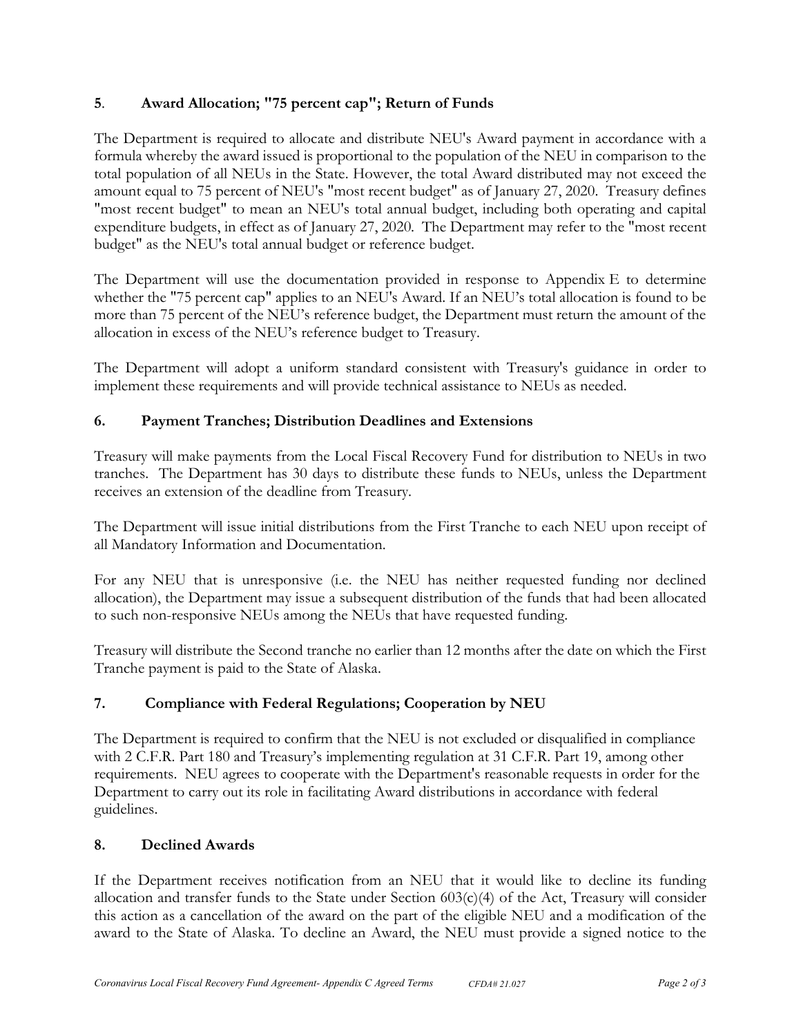## 5. Award Allocation; "75 percent cap"; Return of Funds

The Department is required to allocate and distribute NEU's Award payment in accordance with a formula whereby the award issued is proportional to the population of the NEU in comparison to the total population of all NEUs in the State. However, the total Award distributed may not exceed the amount equal to 75 percent of NEU's "most recent budget" as of January 27, 2020. Treasury defines "most recent budget" to mean an NEU's total annual budget, including both operating and capital expenditure budgets, in effect as of January 27, 2020. The Department may refer to the "most recent budget" as the NEU's total annual budget or reference budget.

The Department will use the documentation provided in response to Appendix E to determine whether the "75 percent cap" applies to an NEU's Award. If an NEU's total allocation is found to be more than 75 percent of the NEU's reference budget, the Department must return the amount of the allocation in excess of the NEU's reference budget to Treasury.

The Department will adopt a uniform standard consistent with Treasury's guidance in order to implement these requirements and will provide technical assistance to NEUs as needed.

## 6. Payment Tranches; Distribution Deadlines and Extensions

Treasury will make payments from the Local Fiscal Recovery Fund for distribution to NEUs in two tranches. The Department has 30 days to distribute these funds to NEUs, unless the Department receives an extension of the deadline from Treasury.

The Department will issue initial distributions from the First Tranche to each NEU upon receipt of all Mandatory Information and Documentation.

For any NEU that is unresponsive (i.e. the NEU has neither requested funding nor declined allocation), the Department may issue a subsequent distribution of the funds that had been allocated to such non-responsive NEUs among the NEUs that have requested funding.

Treasury will distribute the Second tranche no earlier than 12 months after the date on which the First Tranche payment is paid to the State of Alaska.

## 7. Compliance with Federal Regulations; Cooperation by NEU

The Department is required to confirm that the NEU is not excluded or disqualified in compliance with 2 C.F.R. Part 180 and Treasury's implementing regulation at 31 C.F.R. Part 19, among other requirements. NEU agrees to cooperate with the Department's reasonable requests in order for the Department to carry out its role in facilitating Award distributions in accordance with federal guidelines.

## 8. Declined Awards

If the Department receives notification from an NEU that it would like to decline its funding allocation and transfer funds to the State under Section 603(c)(4) of the Act, Treasury will consider this action as a cancellation of the award on the part of the eligible NEU and a modification of the award to the State of Alaska. To decline an Award, the NEU must provide a signed notice to the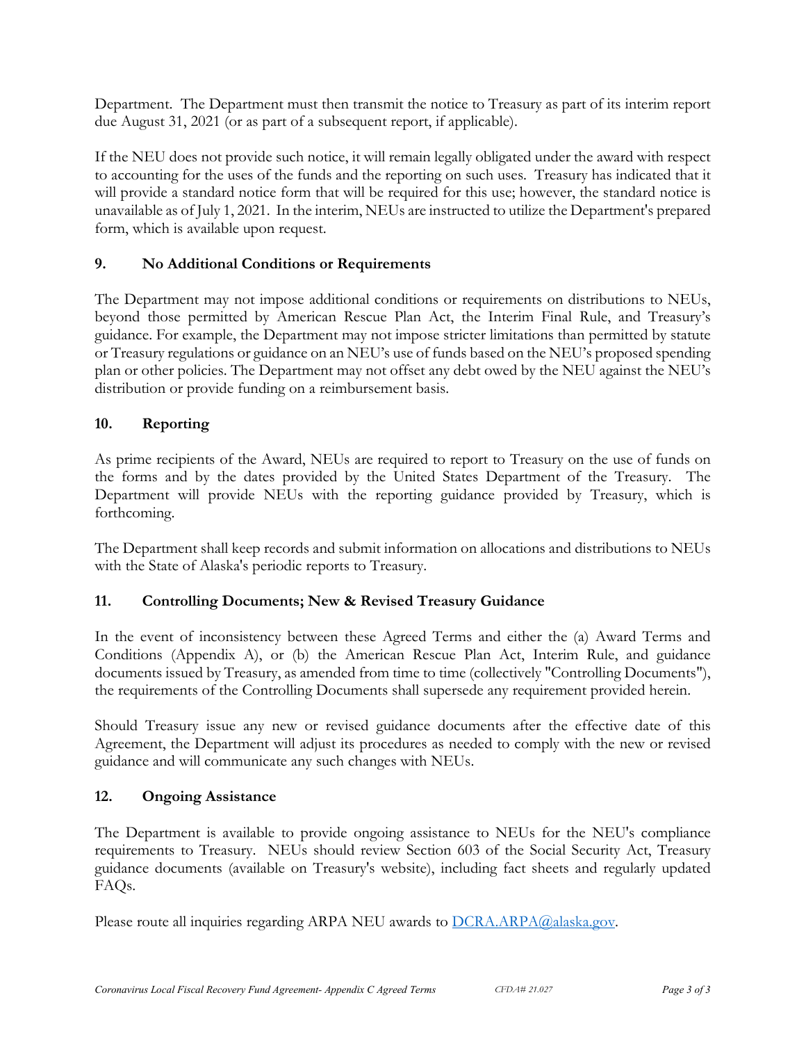Department. The Department must then transmit the notice to Treasury as part of its interim report due August 31, 2021 (or as part of a subsequent report, if applicable).

If the NEU does not provide such notice, it will remain legally obligated under the award with respect to accounting for the uses of the funds and the reporting on such uses. Treasury has indicated that it will provide a standard notice form that will be required for this use; however, the standard notice is unavailable as of July 1, 2021. In the interim, NEUs are instructed to utilize the Department's prepared form, which is available upon request.

### 9. No Additional Conditions or Requirements

The Department may not impose additional conditions or requirements on distributions to NEUs, beyond those permitted by American Rescue Plan Act, the Interim Final Rule, and Treasury's guidance. For example, the Department may not impose stricter limitations than permitted by statute or Treasury regulations or guidance on an NEU's use of funds based on the NEU's proposed spending plan or other policies. The Department may not offset any debt owed by the NEU against the NEU's distribution or provide funding on a reimbursement basis.

### 10. Reporting

As prime recipients of the Award, NEUs are required to report to Treasury on the use of funds on the forms and by the dates provided by the United States Department of the Treasury. The Department will provide NEUs with the reporting guidance provided by Treasury, which is forthcoming.

The Department shall keep records and submit information on allocations and distributions to NEUs with the State of Alaska's periodic reports to Treasury.

### 11. Controlling Documents; New & Revised Treasury Guidance

In the event of inconsistency between these Agreed Terms and either the (a) Award Terms and Conditions (Appendix A), or (b) the American Rescue Plan Act, Interim Rule, and guidance documents issued by Treasury, as amended from time to time (collectively "Controlling Documents"), the requirements of the Controlling Documents shall supersede any requirement provided herein.

Should Treasury issue any new or revised guidance documents after the effective date of this Agreement, the Department will adjust its procedures as needed to comply with the new or revised guidance and will communicate any such changes with NEUs.

### 12. Ongoing Assistance

The Department is available to provide ongoing assistance to NEUs for the NEU's compliance requirements to Treasury. NEUs should review Section 603 of the Social Security Act, Treasury guidance documents (available on Treasury's website), including fact sheets and regularly updated FAQs.

Please route all inquiries regarding ARPA NEU awards to DCRA.ARPA@alaska.gov.